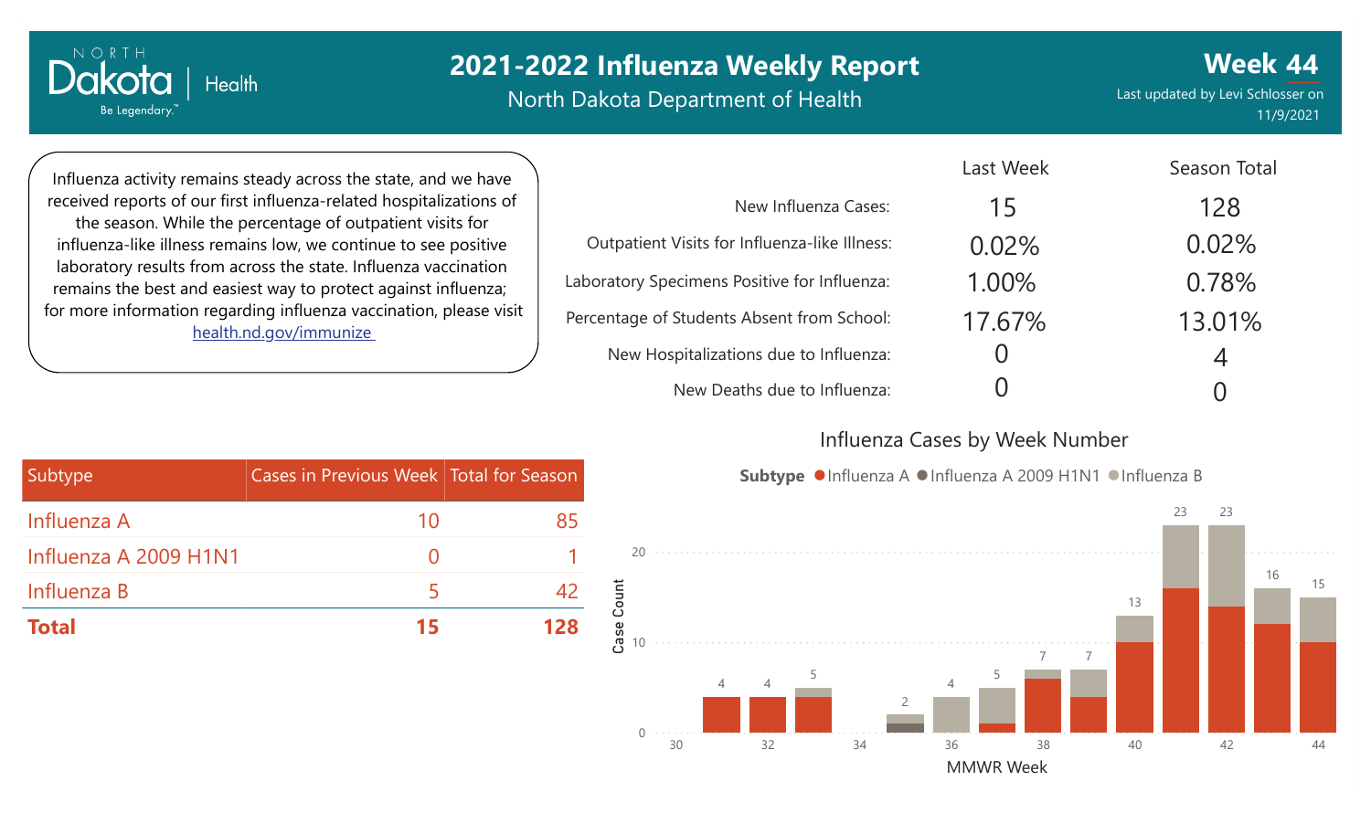# 2021-2022 Influenza Weekly Report

North Dakota Department of Health

**Week 44**

Last updated by Levi Schlosser on 11/9/2021

Influenza activity remains steady across the state, and we have received reports of our first influenza-related hospitalizations of the season. While the percentage of outpatient visits for influenza-like illness remains low, we continue to see positive laboratory results from across the state. Influenza vaccination remains the best and easiest way to protect against influenza; for more information regarding influenza vaccination, please visit health.nd.gov/immunize

| | Last Week | Season Total |
|---|---|---|
| New Influenza Cases: | 15 | 128 |
| Outpatient Visits for Influenza-like Illness: | 0.02% | 0.02% |
| Laboratory Specimens Positive for Influenza: | 1.00% | 0.78% |
| Percentage of Students Absent from School: | 17.67% | 13.01% |
| New Hospitalizations due to Influenza: | 0 | 4 |
| New Deaths due to Influenza: | 0 | 0 |

| Subtype | Cases in Previous Week | Total for Season |
|---|---|---|
| Influenza A | 10 | 85 |
| Influenza A 2009 H1N1 | 0 | 1 |
| Influenza B | 5 | 42 |
| **Total** | **15** | **128** |

## Influenza Cases by Week Number

Subtype: Influenza A, Influenza A 2009 H1N1, Influenza B

| MMWR Week | 31 | 32 | 33 | 34 | 35 | 36 | 37 | 38 | 39 | 40 | 41 | 42 | 43 | 44 |
|---|---|---|---|---|---|---|---|---|---|---|---|---|---|---|
| Case Count | 4 | 4 | 5 | | 2 | 4 | 5 | 7 | 7 | 13 | 23 | 23 | 16 | 15 |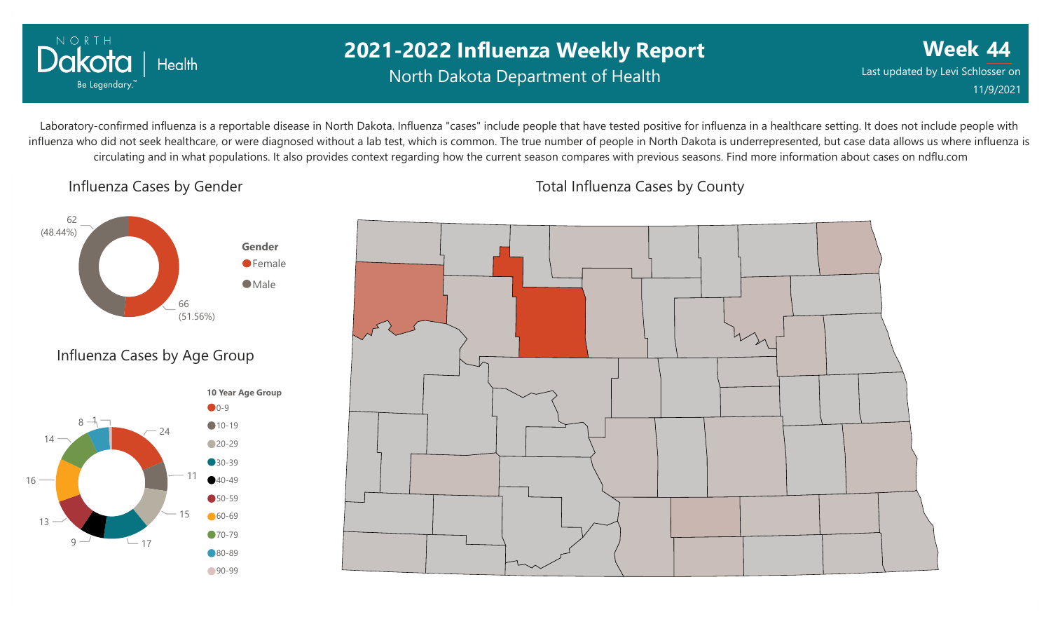# 2021-2022 Influenza Weekly Report

North Dakota Department of Health

**Week 44**

Last updated by Levi Schlosser on 11/9/2021

Laboratory-confirmed influenza is a reportable disease in North Dakota. Influenza "cases" include people that have tested positive for influenza in a healthcare setting. It does not include people with influenza who did not seek healthcare, or were diagnosed without a lab test, which is common. The true number of people in North Dakota is underrepresented, but case data allows us where influenza is circulating and in what populations. It also provides context regarding how the current season compares with previous seasons. Find more information about cases on ndflu.com

## Influenza Cases by Gender

| Gender | Cases |
| --- | --- |
| Female | 66 (51.56%) |
| Male | 62 (48.44%) |

## Influenza Cases by Age Group

| 10 Year Age Group | Cases |
| --- | --- |
| 0-9 | 24 |
| 10-19 | 11 |
| 20-29 | 15 |
| 30-39 | 17 |
| 40-49 | 9 |
| 50-59 | 13 |
| 60-69 | 16 |
| 70-79 | 14 |
| 80-89 | 8 |
| 90-99 | 1 |

## Total Influenza Cases by County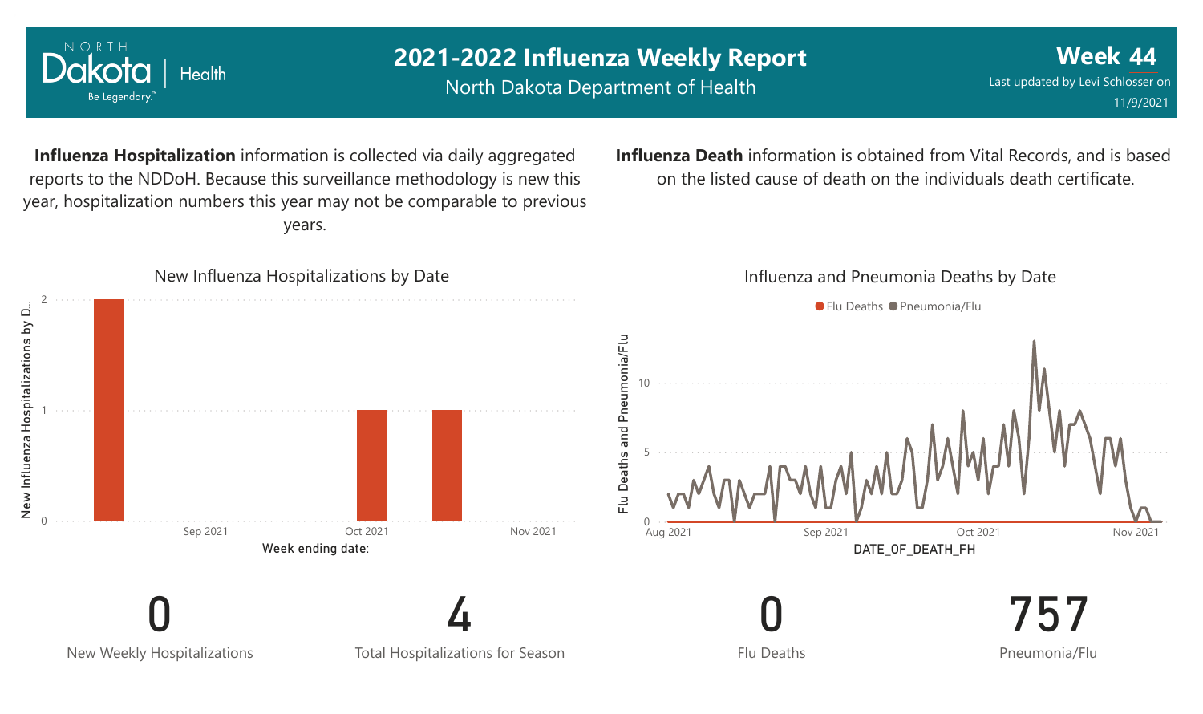# 2021-2022 Influenza Weekly Report

North Dakota Department of Health

**Week 44**

Last updated by Levi Schlosser on 11/9/2021

**Influenza Hospitalization** information is collected via daily aggregated reports to the NDDoH. Because this surveillance methodology is new this year, hospitalization numbers this year may not be comparable to previous years.

**Influenza Death** information is obtained from Vital Records, and is based on the listed cause of death on the individuals death certificate.

New Influenza Hospitalizations by Date

Influenza and Pneumonia Deaths by Date

| 0 | 4 | 0 | 757 |
|---|---|---|---|
| New Weekly Hospitalizations | Total Hospitalizations for Season | Flu Deaths | Pneumonia/Flu |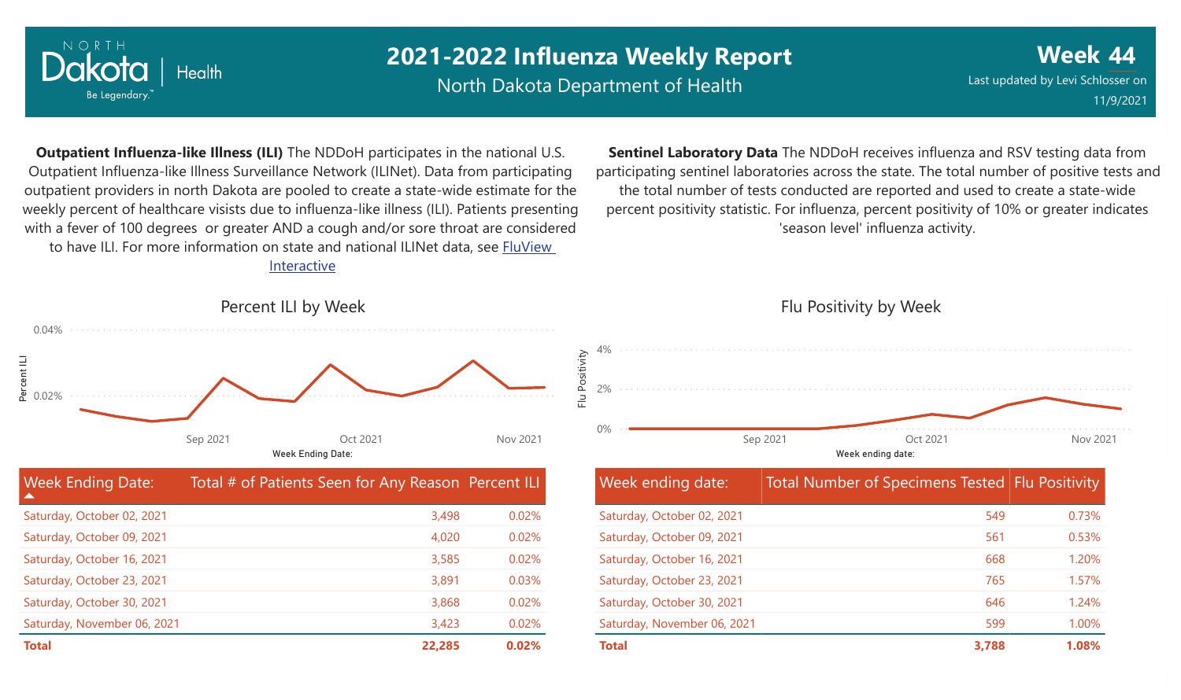# 2021-2022 Influenza Weekly Report

North Dakota Department of Health

**Week 44**

Last updated by Levi Schlosser on 11/9/2021

**Outpatient Influenza-like Illness (ILI)** The NDDoH participates in the national U.S. Outpatient Influenza-like Illness Surveillance Network (ILINet). Data from participating outpatient providers in north Dakota are pooled to create a state-wide estimate for the weekly percent of healthcare visists due to influenza-like illness (ILI). Patients presenting with a fever of 100 degrees or greater AND a cough and/or sore throat are considered to have ILI. For more information on state and national ILINet data, see [FluView Interactive]()

**Sentinel Laboratory Data** The NDDoH receives influenza and RSV testing data from participating sentinel laboratories across the state. The total number of positive tests and the total number of tests conducted are reported and used to create a state-wide percent positivity statistic. For influenza, percent positivity of 10% or greater indicates 'season level' influenza activity.

## Percent ILI by Week

| Week Ending Date: | Total # of Patients Seen for Any Reason | Percent ILI |
|---|---|---|
| Saturday, October 02, 2021 | 3,498 | 0.02% |
| Saturday, October 09, 2021 | 4,020 | 0.02% |
| Saturday, October 16, 2021 | 3,585 | 0.02% |
| Saturday, October 23, 2021 | 3,891 | 0.03% |
| Saturday, October 30, 2021 | 3,868 | 0.02% |
| Saturday, November 06, 2021 | 3,423 | 0.02% |
| **Total** | **22,285** | **0.02%** |

## Flu Positivity by Week

| Week ending date: | Total Number of Specimens Tested | Flu Positivity |
|---|---|---|
| Saturday, October 02, 2021 | 549 | 0.73% |
| Saturday, October 09, 2021 | 561 | 0.53% |
| Saturday, October 16, 2021 | 668 | 1.20% |
| Saturday, October 23, 2021 | 765 | 1.57% |
| Saturday, October 30, 2021 | 646 | 1.24% |
| Saturday, November 06, 2021 | 599 | 1.00% |
| **Total** | **3,788** | **1.08%** |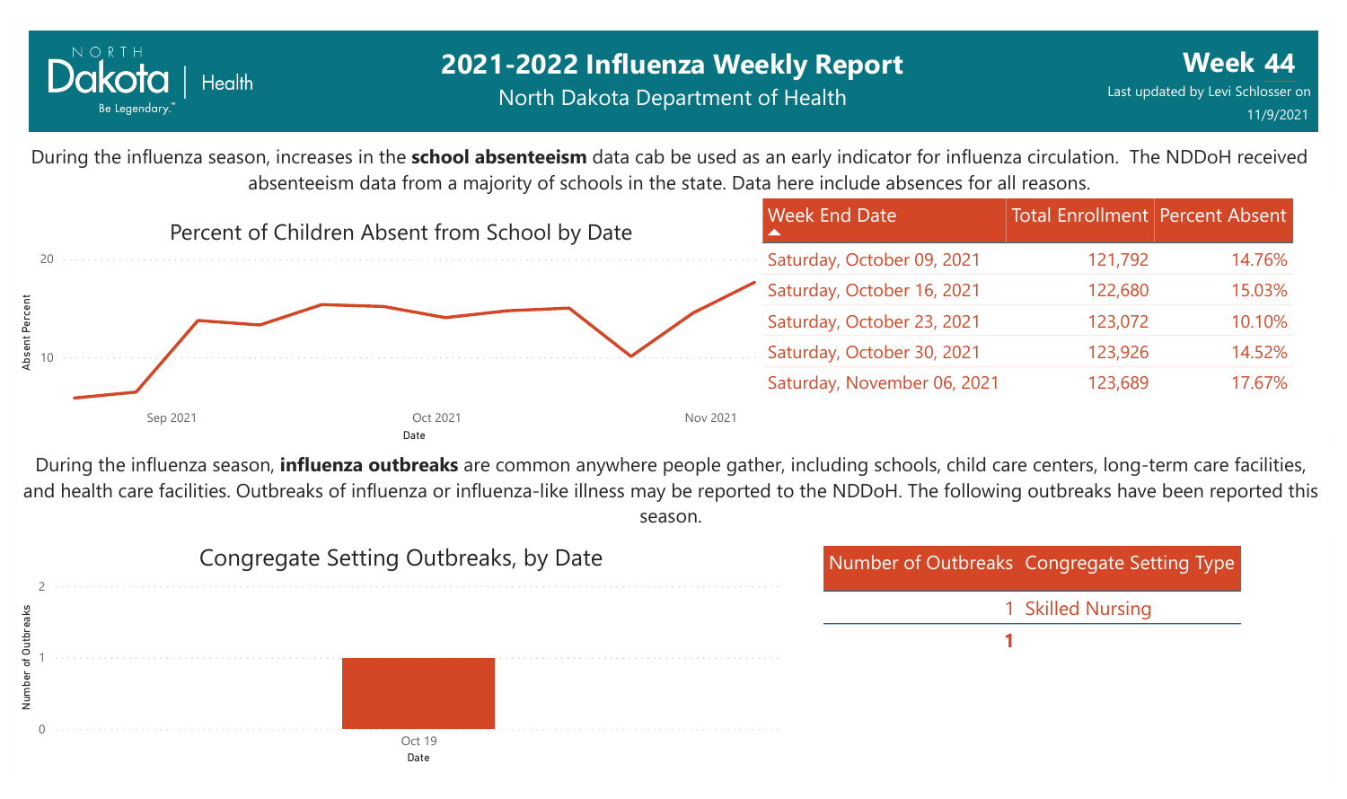# 2021-2022 Influenza Weekly Report

North Dakota Department of Health

**Week 44**

Last updated by Levi Schlosser on 11/9/2021

During the influenza season, increases in the **school absenteeism** data cab be used as an early indicator for influenza circulation. The NDDoH received absenteeism data from a majority of schools in the state. Data here include absences for all reasons.

## Percent of Children Absent from School by Date

| Week End Date | Total Enrollment | Percent Absent |
|---|---|---|
| Saturday, October 09, 2021 | 121,792 | 14.76% |
| Saturday, October 16, 2021 | 122,680 | 15.03% |
| Saturday, October 23, 2021 | 123,072 | 10.10% |
| Saturday, October 30, 2021 | 123,926 | 14.52% |
| Saturday, November 06, 2021 | 123,689 | 17.67% |

During the influenza season, **influenza outbreaks** are common anywhere people gather, including schools, child care centers, long-term care facilities, and health care facilities. Outbreaks of influenza or influenza-like illness may be reported to the NDDoH. The following outbreaks have been reported this season.

## Congregate Setting Outbreaks, by Date

| Number of Outbreaks | Congregate Setting Type |
|---|---|
| 1 | Skilled Nursing |
| **1** | |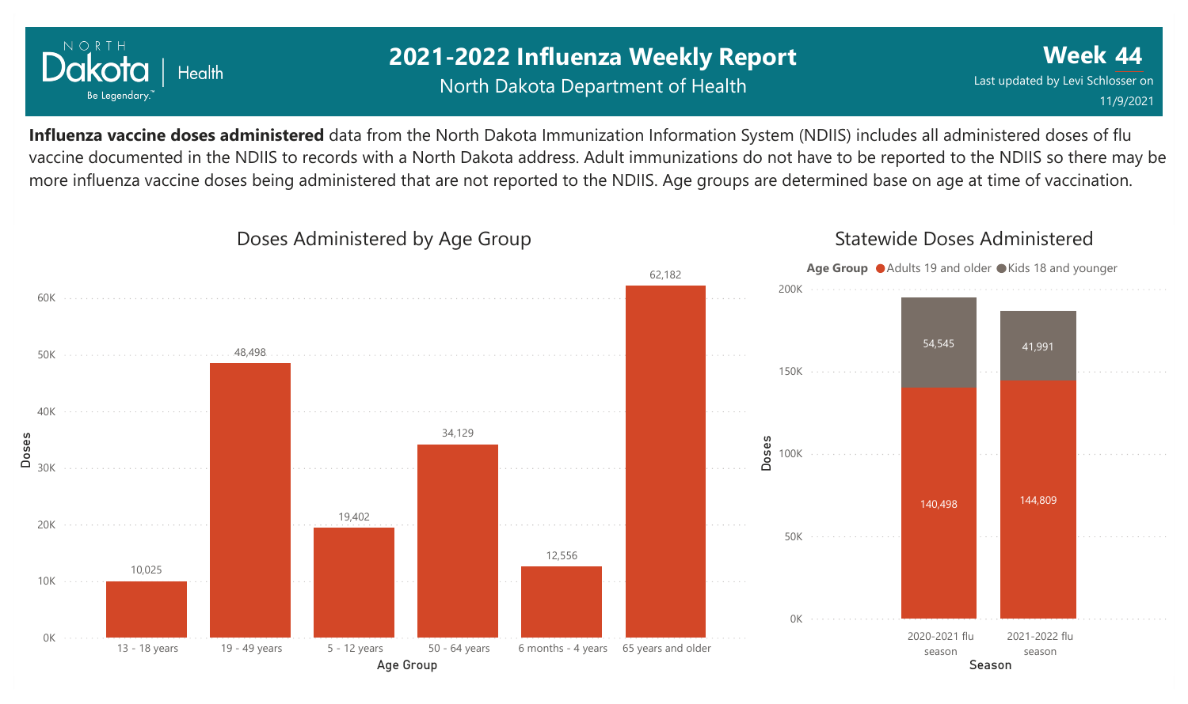# 2021-2022 Influenza Weekly Report

North Dakota Department of Health

**Week 44**

Last updated by Levi Schlosser on 11/9/2021

**Influenza vaccine doses administered** data from the North Dakota Immunization Information System (NDIIS) includes all administered doses of flu vaccine documented in the NDIIS to records with a North Dakota address. Adult immunizations do not have to be reported to the NDIIS so there may be more influenza vaccine doses being administered that are not reported to the NDIIS. Age groups are determined base on age at time of vaccination.

## Doses Administered by Age Group

| Age Group | Doses |
|---|---|
| 13 - 18 years | 10,025 |
| 19 - 49 years | 48,498 |
| 5 - 12 years | 19,402 |
| 50 - 64 years | 34,129 |
| 6 months - 4 years | 12,556 |
| 65 years and older | 62,182 |

## Statewide Doses Administered

| Season | Adults 19 and older | Kids 18 and younger |
|---|---|---|
| 2020-2021 flu season | 140,498 | 54,545 |
| 2021-2022 flu season | 144,809 | 41,991 |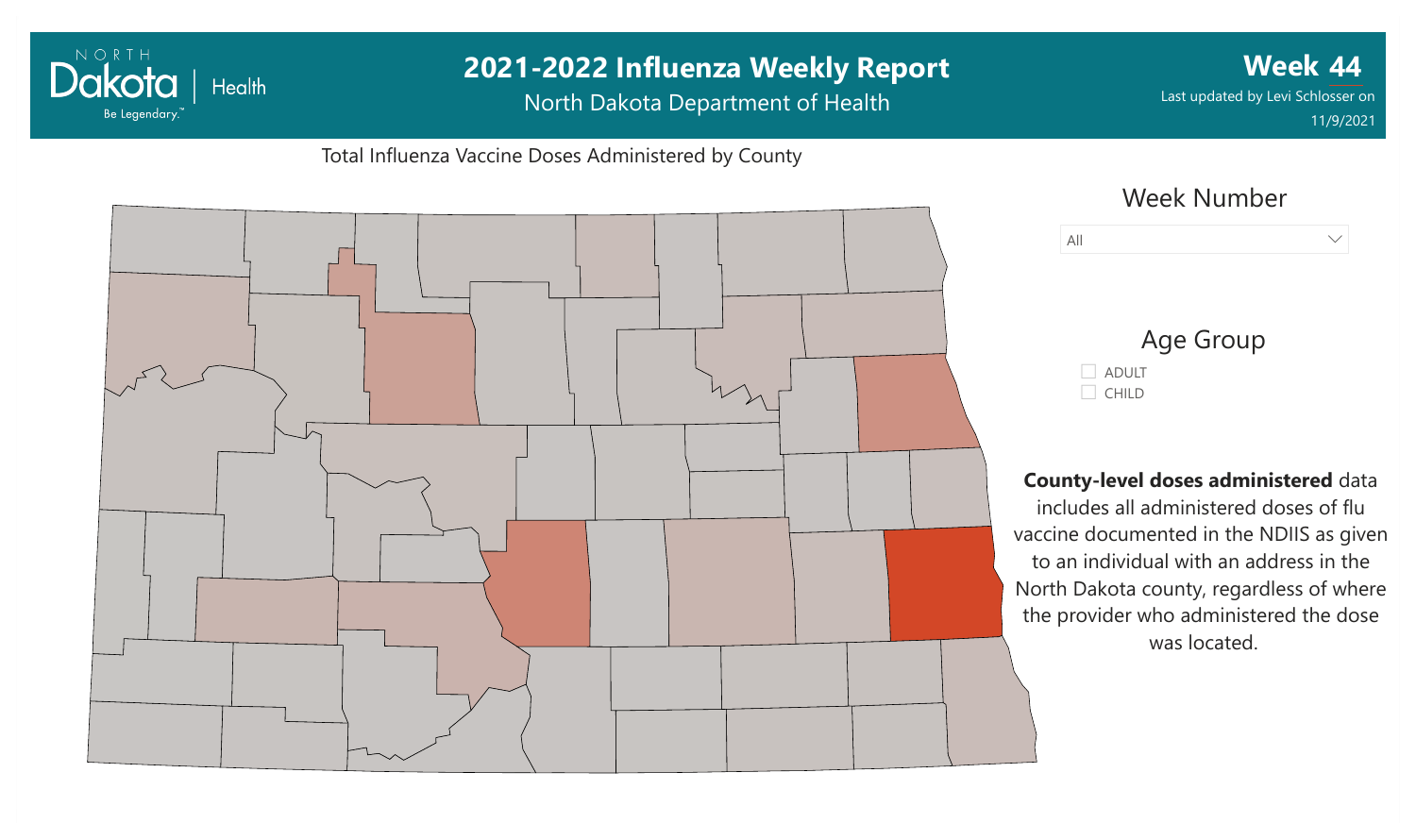# 2021-2022 Influenza Weekly Report

North Dakota Department of Health

**Week 44**

Last updated by Levi Schlosser on 11/9/2021

Total Influenza Vaccine Doses Administered by County

## Week Number

All

## Age Group

- ADULT
- CHILD

**County-level doses administered** data includes all administered doses of flu vaccine documented in the NDIIS as given to an individual with an address in the North Dakota county, regardless of where the provider who administered the dose was located.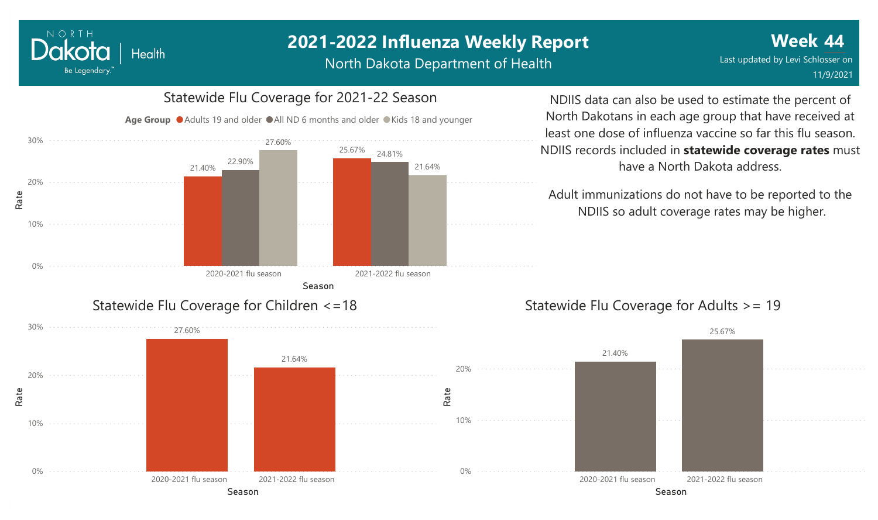# 2021-2022 Influenza Weekly Report

North Dakota Department of Health

**Week 44**

Last updated by Levi Schlosser on 11/9/2021

## Statewide Flu Coverage for 2021-22 Season

| Season | Adults 19 and older | All ND 6 months and older | Kids 18 and younger |
| --- | --- | --- | --- |
| 2020-2021 flu season | 21.40% | 22.90% | 27.60% |
| 2021-2022 flu season | 25.67% | 24.81% | 21.64% |

NDIIS data can also be used to estimate the percent of North Dakotans in each age group that have received at least one dose of influenza vaccine so far this flu season. NDIIS records included in **statewide coverage rates** must have a North Dakota address.

Adult immunizations do not have to be reported to the NDIIS so adult coverage rates may be higher.

## Statewide Flu Coverage for Children <=18

| Season | Rate |
| --- | --- |
| 2020-2021 flu season | 27.60% |
| 2021-2022 flu season | 21.64% |

## Statewide Flu Coverage for Adults >= 19

| Season | Rate |
| --- | --- |
| 2020-2021 flu season | 21.40% |
| 2021-2022 flu season | 25.67% |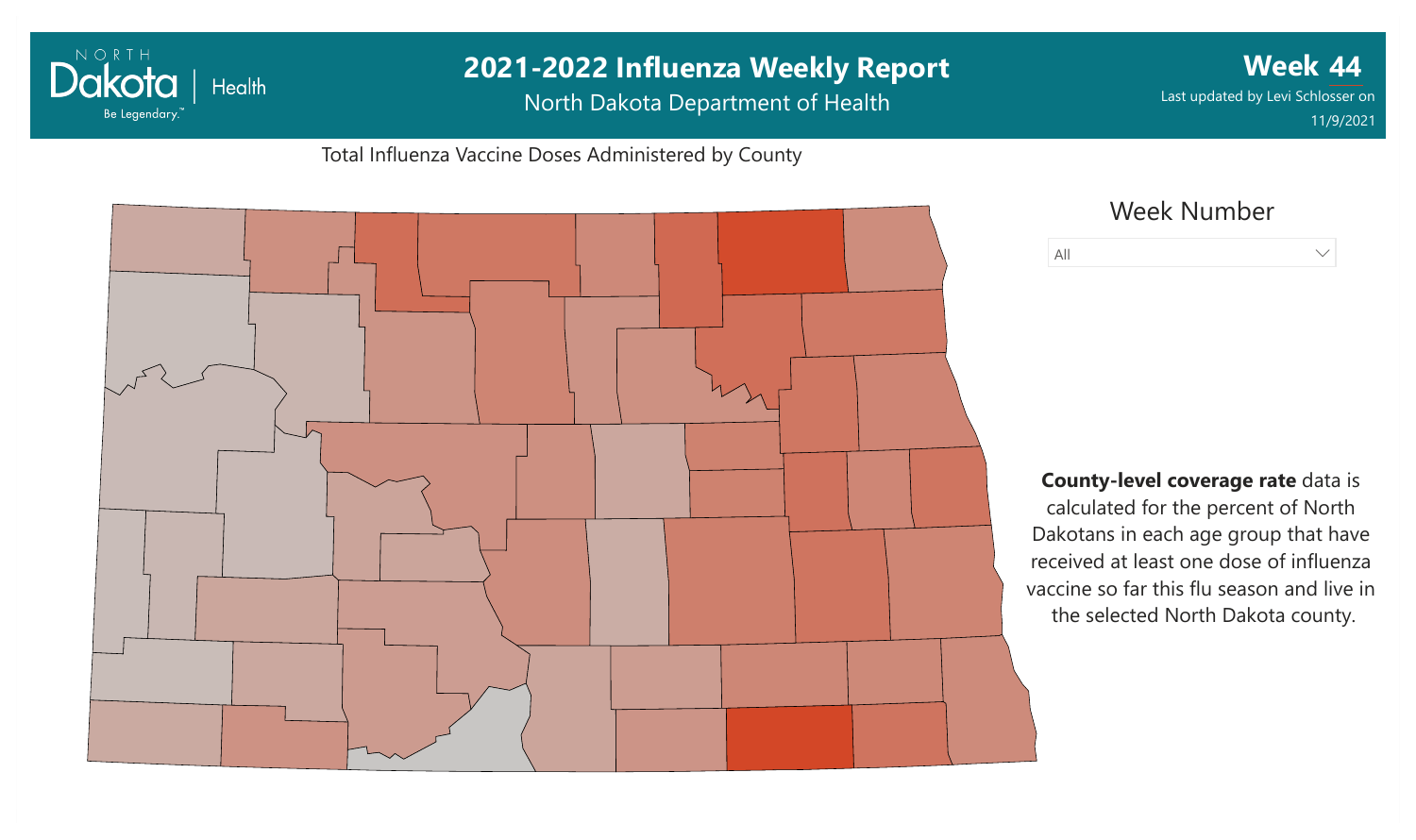NORTH Dakota | Health
Be Legendary.™

# 2021-2022 Influenza Weekly Report

North Dakota Department of Health

**Week 44**

Last updated by Levi Schlosser on 11/9/2021

Total Influenza Vaccine Doses Administered by County

Week Number

All

**County-level coverage rate** data is calculated for the percent of North Dakotans in each age group that have received at least one dose of influenza vaccine so far this flu season and live in the selected North Dakota county.